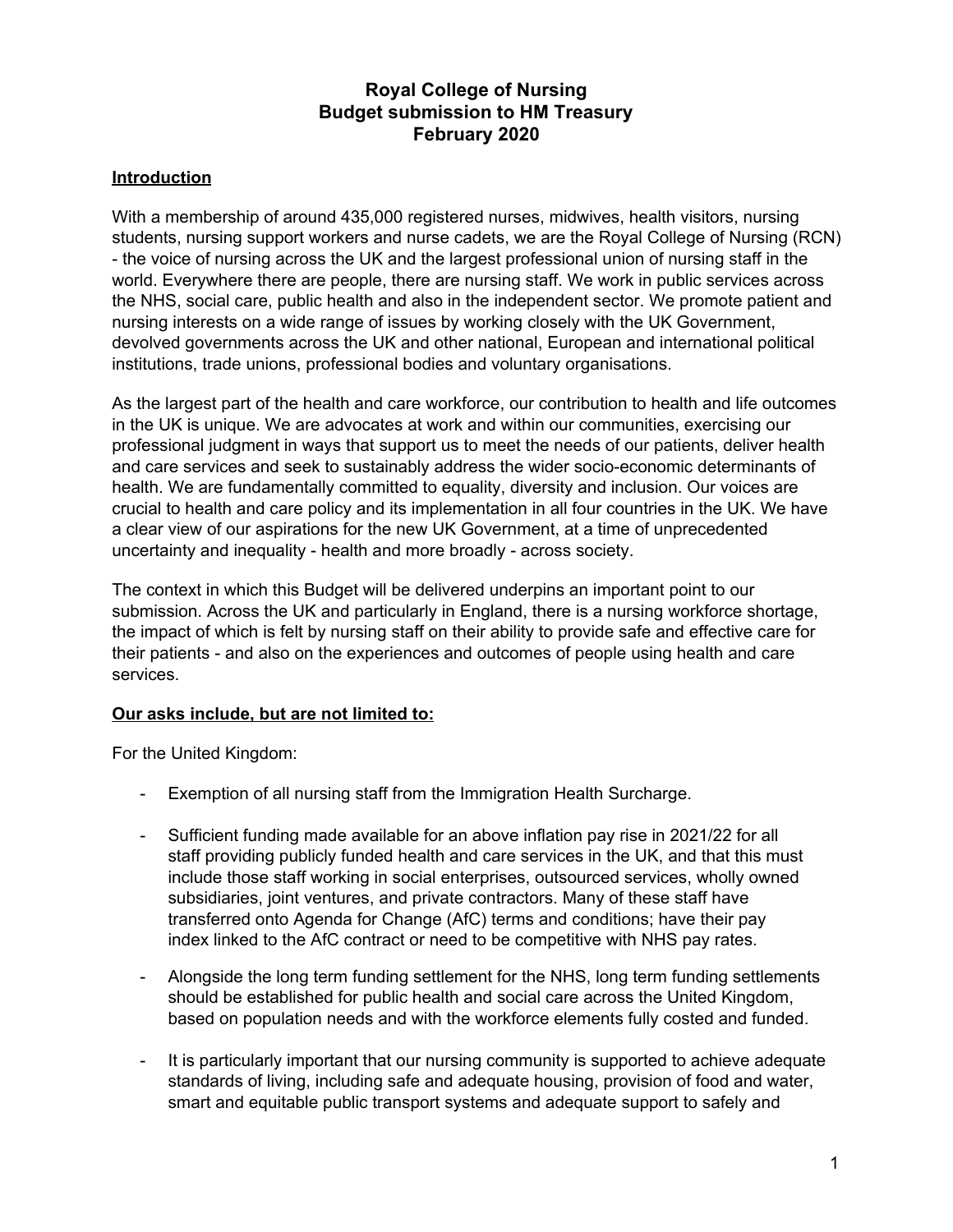# Royal College of Nursing
# Budget submission to HM Treasury
# February 2020

## Introduction

With a membership of around 435,000 registered nurses, midwives, health visitors, nursing students, nursing support workers and nurse cadets, we are the Royal College of Nursing (RCN) - the voice of nursing across the UK and the largest professional union of nursing staff in the world. Everywhere there are people, there are nursing staff. We work in public services across the NHS, social care, public health and also in the independent sector. We promote patient and nursing interests on a wide range of issues by working closely with the UK Government, devolved governments across the UK and other national, European and international political institutions, trade unions, professional bodies and voluntary organisations.

As the largest part of the health and care workforce, our contribution to health and life outcomes in the UK is unique. We are advocates at work and within our communities, exercising our professional judgment in ways that support us to meet the needs of our patients, deliver health and care services and seek to sustainably address the wider socio-economic determinants of health. We are fundamentally committed to equality, diversity and inclusion. Our voices are crucial to health and care policy and its implementation in all four countries in the UK. We have a clear view of our aspirations for the new UK Government, at a time of unprecedented uncertainty and inequality - health and more broadly - across society.

The context in which this Budget will be delivered underpins an important point to our submission. Across the UK and particularly in England, there is a nursing workforce shortage, the impact of which is felt by nursing staff on their ability to provide safe and effective care for their patients - and also on the experiences and outcomes of people using health and care services.

## Our asks include, but are not limited to:

For the United Kingdom:

- Exemption of all nursing staff from the Immigration Health Surcharge.
- Sufficient funding made available for an above inflation pay rise in 2021/22 for all staff providing publicly funded health and care services in the UK, and that this must include those staff working in social enterprises, outsourced services, wholly owned subsidiaries, joint ventures, and private contractors. Many of these staff have transferred onto Agenda for Change (AfC) terms and conditions; have their pay index linked to the AfC contract or need to be competitive with NHS pay rates.
- Alongside the long term funding settlement for the NHS, long term funding settlements should be established for public health and social care across the United Kingdom, based on population needs and with the workforce elements fully costed and funded.
- It is particularly important that our nursing community is supported to achieve adequate standards of living, including safe and adequate housing, provision of food and water, smart and equitable public transport systems and adequate support to safely and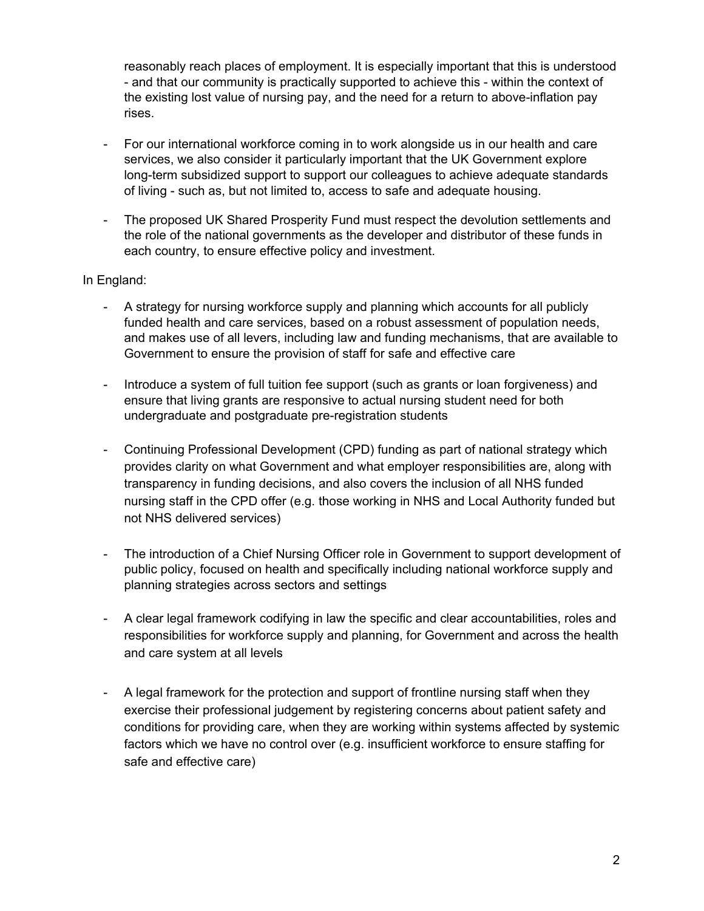reasonably reach places of employment. It is especially important that this is understood - and that our community is practically supported to achieve this - within the context of the existing lost value of nursing pay, and the need for a return to above-inflation pay rises.

- For our international workforce coming in to work alongside us in our health and care services, we also consider it particularly important that the UK Government explore long-term subsidized support to support our colleagues to achieve adequate standards of living - such as, but not limited to, access to safe and adequate housing.

- The proposed UK Shared Prosperity Fund must respect the devolution settlements and the role of the national governments as the developer and distributor of these funds in each country, to ensure effective policy and investment.

In England:

- A strategy for nursing workforce supply and planning which accounts for all publicly funded health and care services, based on a robust assessment of population needs, and makes use of all levers, including law and funding mechanisms, that are available to Government to ensure the provision of staff for safe and effective care

- Introduce a system of full tuition fee support (such as grants or loan forgiveness) and ensure that living grants are responsive to actual nursing student need for both undergraduate and postgraduate pre-registration students

- Continuing Professional Development (CPD) funding as part of national strategy which provides clarity on what Government and what employer responsibilities are, along with transparency in funding decisions, and also covers the inclusion of all NHS funded nursing staff in the CPD offer (e.g. those working in NHS and Local Authority funded but not NHS delivered services)

- The introduction of a Chief Nursing Officer role in Government to support development of public policy, focused on health and specifically including national workforce supply and planning strategies across sectors and settings

- A clear legal framework codifying in law the specific and clear accountabilities, roles and responsibilities for workforce supply and planning, for Government and across the health and care system at all levels

- A legal framework for the protection and support of frontline nursing staff when they exercise their professional judgement by registering concerns about patient safety and conditions for providing care, when they are working within systems affected by systemic factors which we have no control over (e.g. insufficient workforce to ensure staffing for safe and effective care)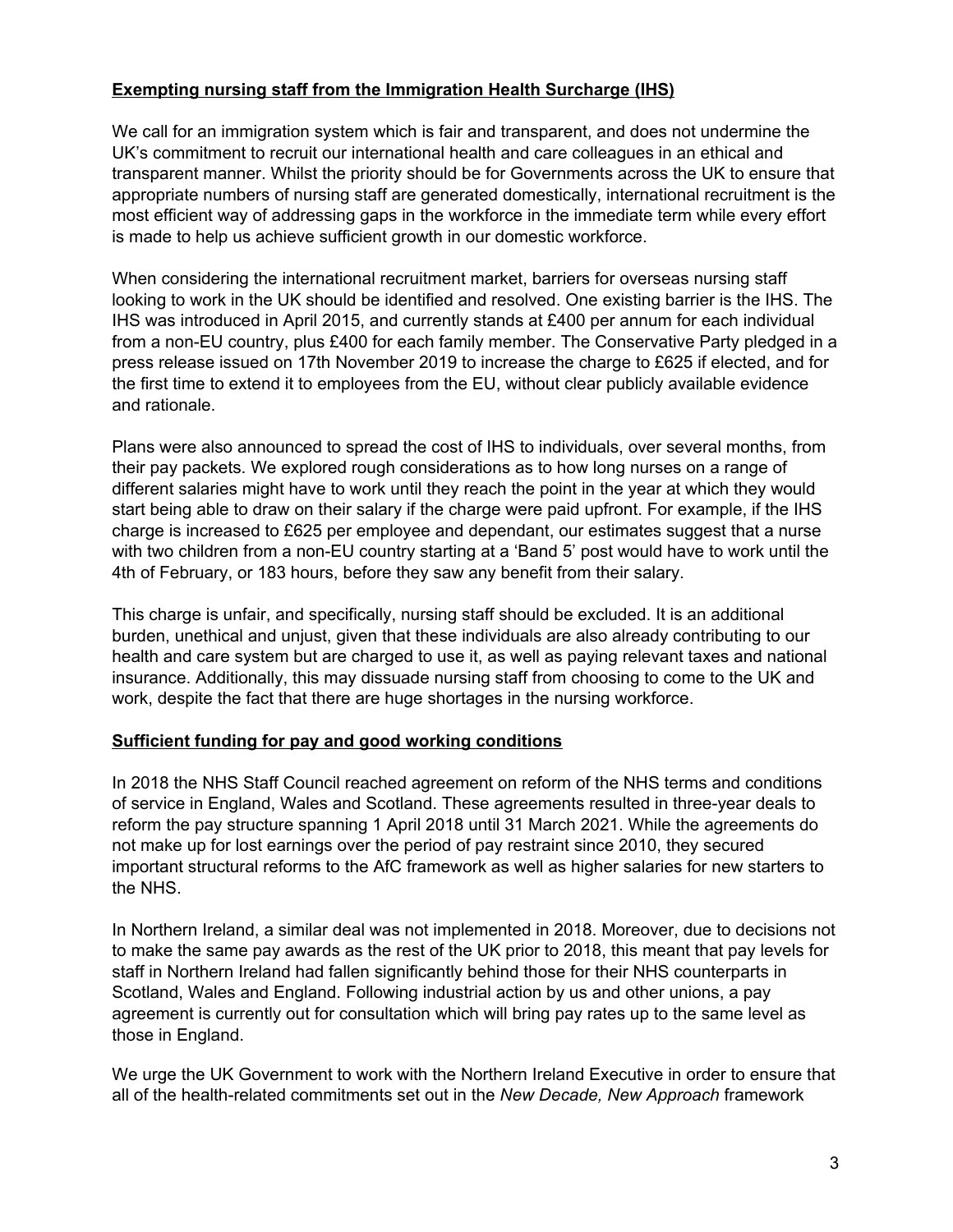**Exempting nursing staff from the Immigration Health Surcharge (IHS)**

We call for an immigration system which is fair and transparent, and does not undermine the UK's commitment to recruit our international health and care colleagues in an ethical and transparent manner. Whilst the priority should be for Governments across the UK to ensure that appropriate numbers of nursing staff are generated domestically, international recruitment is the most efficient way of addressing gaps in the workforce in the immediate term while every effort is made to help us achieve sufficient growth in our domestic workforce.

When considering the international recruitment market, barriers for overseas nursing staff looking to work in the UK should be identified and resolved. One existing barrier is the IHS. The IHS was introduced in April 2015, and currently stands at £400 per annum for each individual from a non-EU country, plus £400 for each family member. The Conservative Party pledged in a press release issued on 17th November 2019 to increase the charge to £625 if elected, and for the first time to extend it to employees from the EU, without clear publicly available evidence and rationale.

Plans were also announced to spread the cost of IHS to individuals, over several months, from their pay packets. We explored rough considerations as to how long nurses on a range of different salaries might have to work until they reach the point in the year at which they would start being able to draw on their salary if the charge were paid upfront. For example, if the IHS charge is increased to £625 per employee and dependant, our estimates suggest that a nurse with two children from a non-EU country starting at a 'Band 5' post would have to work until the 4th of February, or 183 hours, before they saw any benefit from their salary.

This charge is unfair, and specifically, nursing staff should be excluded. It is an additional burden, unethical and unjust, given that these individuals are also already contributing to our health and care system but are charged to use it, as well as paying relevant taxes and national insurance. Additionally, this may dissuade nursing staff from choosing to come to the UK and work, despite the fact that there are huge shortages in the nursing workforce.

**Sufficient funding for pay and good working conditions**

In 2018 the NHS Staff Council reached agreement on reform of the NHS terms and conditions of service in England, Wales and Scotland. These agreements resulted in three-year deals to reform the pay structure spanning 1 April 2018 until 31 March 2021. While the agreements do not make up for lost earnings over the period of pay restraint since 2010, they secured important structural reforms to the AfC framework as well as higher salaries for new starters to the NHS.

In Northern Ireland, a similar deal was not implemented in 2018. Moreover, due to decisions not to make the same pay awards as the rest of the UK prior to 2018, this meant that pay levels for staff in Northern Ireland had fallen significantly behind those for their NHS counterparts in Scotland, Wales and England. Following industrial action by us and other unions, a pay agreement is currently out for consultation which will bring pay rates up to the same level as those in England.

We urge the UK Government to work with the Northern Ireland Executive in order to ensure that all of the health-related commitments set out in the *New Decade, New Approach* framework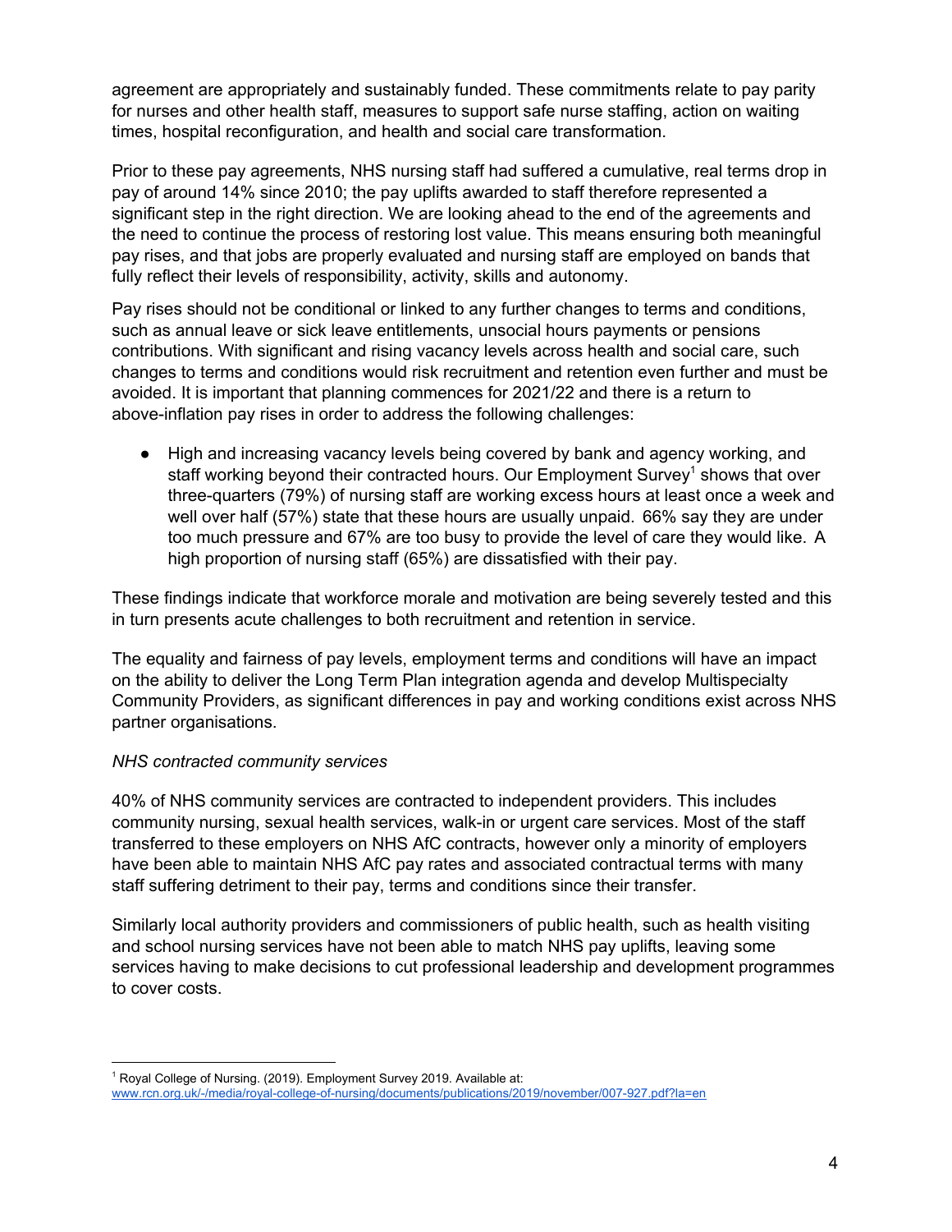agreement are appropriately and sustainably funded. These commitments relate to pay parity for nurses and other health staff, measures to support safe nurse staffing, action on waiting times, hospital reconfiguration, and health and social care transformation.

Prior to these pay agreements, NHS nursing staff had suffered a cumulative, real terms drop in pay of around 14% since 2010; the pay uplifts awarded to staff therefore represented a significant step in the right direction. We are looking ahead to the end of the agreements and the need to continue the process of restoring lost value. This means ensuring both meaningful pay rises, and that jobs are properly evaluated and nursing staff are employed on bands that fully reflect their levels of responsibility, activity, skills and autonomy.

Pay rises should not be conditional or linked to any further changes to terms and conditions, such as annual leave or sick leave entitlements, unsocial hours payments or pensions contributions. With significant and rising vacancy levels across health and social care, such changes to terms and conditions would risk recruitment and retention even further and must be avoided. It is important that planning commences for 2021/22 and there is a return to above-inflation pay rises in order to address the following challenges:

- High and increasing vacancy levels being covered by bank and agency working, and staff working beyond their contracted hours. Our Employment Survey[1] shows that over three-quarters (79%) of nursing staff are working excess hours at least once a week and well over half (57%) state that these hours are usually unpaid. 66% say they are under too much pressure and 67% are too busy to provide the level of care they would like. A high proportion of nursing staff (65%) are dissatisfied with their pay.

These findings indicate that workforce morale and motivation are being severely tested and this in turn presents acute challenges to both recruitment and retention in service.

The equality and fairness of pay levels, employment terms and conditions will have an impact on the ability to deliver the Long Term Plan integration agenda and develop Multispecialty Community Providers, as significant differences in pay and working conditions exist across NHS partner organisations.

*NHS contracted community services*

40% of NHS community services are contracted to independent providers. This includes community nursing, sexual health services, walk-in or urgent care services. Most of the staff transferred to these employers on NHS AfC contracts, however only a minority of employers have been able to maintain NHS AfC pay rates and associated contractual terms with many staff suffering detriment to their pay, terms and conditions since their transfer.

Similarly local authority providers and commissioners of public health, such as health visiting and school nursing services have not been able to match NHS pay uplifts, leaving some services having to make decisions to cut professional leadership and development programmes to cover costs.

[1] Royal College of Nursing. (2019). Employment Survey 2019. Available at: www.rcn.org.uk/-/media/royal-college-of-nursing/documents/publications/2019/november/007-927.pdf?la=en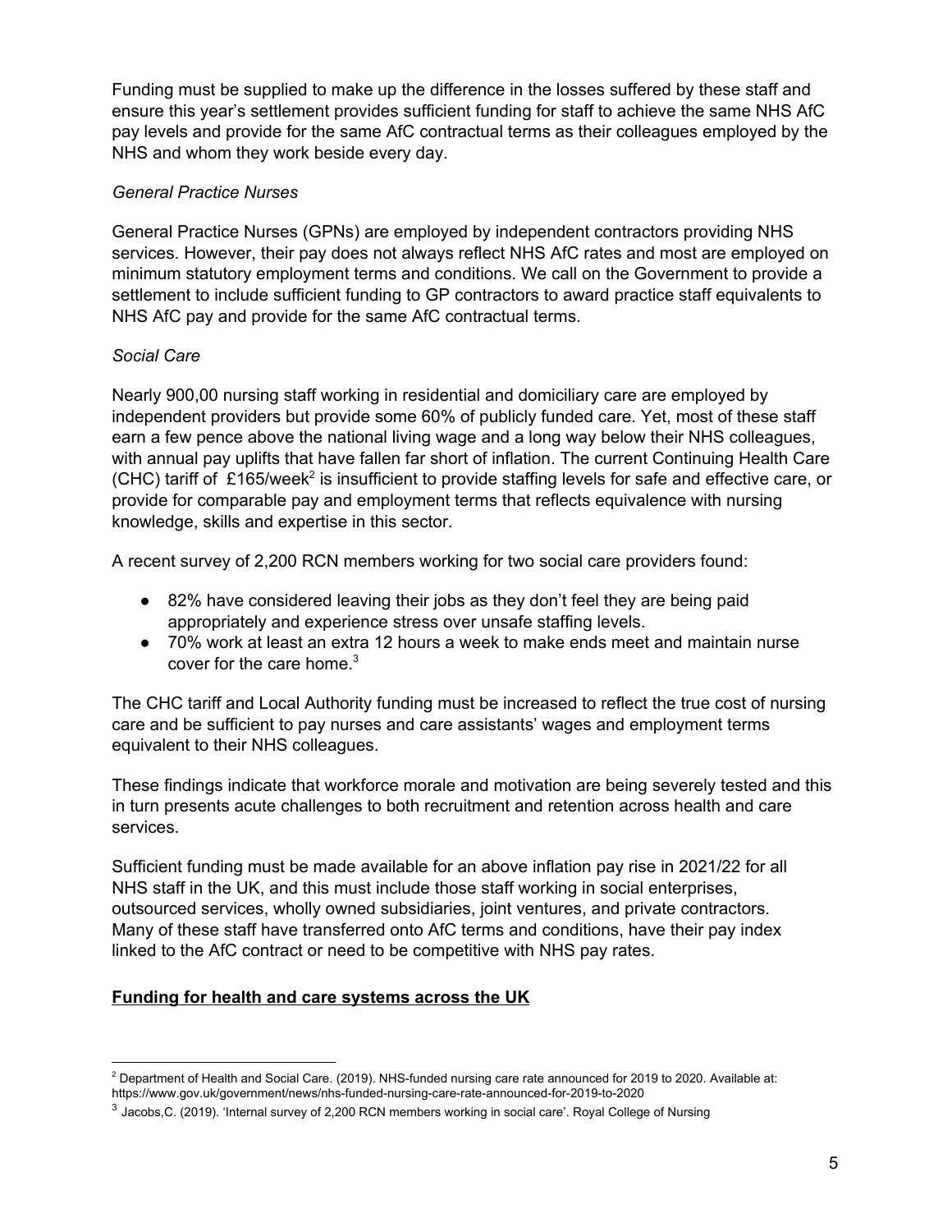Funding must be supplied to make up the difference in the losses suffered by these staff and ensure this year's settlement provides sufficient funding for staff to achieve the same NHS AfC pay levels and provide for the same AfC contractual terms as their colleagues employed by the NHS and whom they work beside every day.

*General Practice Nurses*

General Practice Nurses (GPNs) are employed by independent contractors providing NHS services. However, their pay does not always reflect NHS AfC rates and most are employed on minimum statutory employment terms and conditions. We call on the Government to provide a settlement to include sufficient funding to GP contractors to award practice staff equivalents to NHS AfC pay and provide for the same AfC contractual terms.

*Social Care*

Nearly 900,00 nursing staff working in residential and domiciliary care are employed by independent providers but provide some 60% of publicly funded care. Yet, most of these staff earn a few pence above the national living wage and a long way below their NHS colleagues, with annual pay uplifts that have fallen far short of inflation. The current Continuing Health Care (CHC) tariff of £165/week[2] is insufficient to provide staffing levels for safe and effective care, or provide for comparable pay and employment terms that reflects equivalence with nursing knowledge, skills and expertise in this sector.

A recent survey of 2,200 RCN members working for two social care providers found:

- 82% have considered leaving their jobs as they don't feel they are being paid appropriately and experience stress over unsafe staffing levels.
- 70% work at least an extra 12 hours a week to make ends meet and maintain nurse cover for the care home.[3]

The CHC tariff and Local Authority funding must be increased to reflect the true cost of nursing care and be sufficient to pay nurses and care assistants' wages and employment terms equivalent to their NHS colleagues.

These findings indicate that workforce morale and motivation are being severely tested and this in turn presents acute challenges to both recruitment and retention across health and care services.

Sufficient funding must be made available for an above inflation pay rise in 2021/22 for all NHS staff in the UK, and this must include those staff working in social enterprises, outsourced services, wholly owned subsidiaries, joint ventures, and private contractors. Many of these staff have transferred onto AfC terms and conditions, have their pay index linked to the AfC contract or need to be competitive with NHS pay rates.

**Funding for health and care systems across the UK**

---

[2] Department of Health and Social Care. (2019). NHS-funded nursing care rate announced for 2019 to 2020. Available at: https://www.gov.uk/government/news/nhs-funded-nursing-care-rate-announced-for-2019-to-2020

[3] Jacobs,C. (2019). 'Internal survey of 2,200 RCN members working in social care'. Royal College of Nursing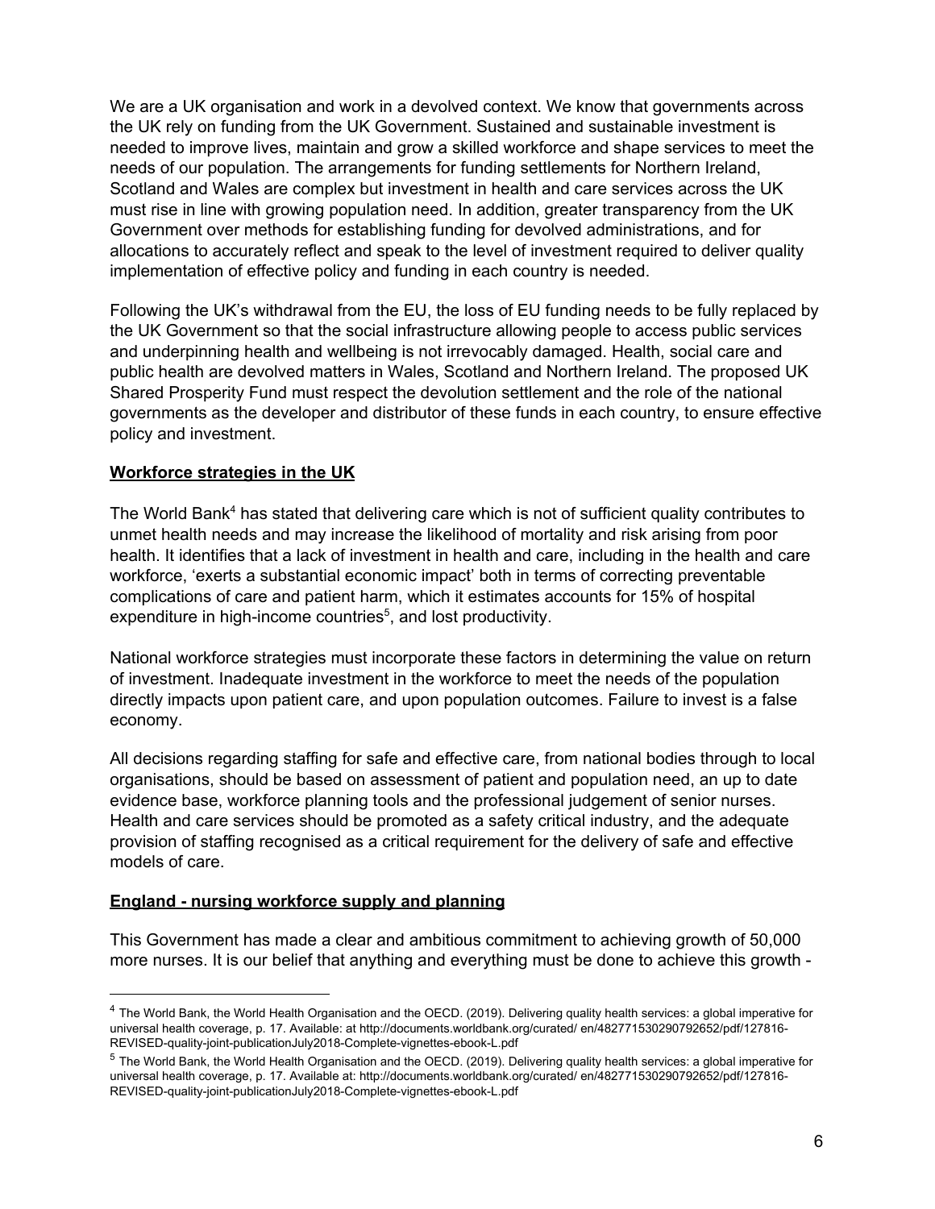We are a UK organisation and work in a devolved context. We know that governments across the UK rely on funding from the UK Government. Sustained and sustainable investment is needed to improve lives, maintain and grow a skilled workforce and shape services to meet the needs of our population. The arrangements for funding settlements for Northern Ireland, Scotland and Wales are complex but investment in health and care services across the UK must rise in line with growing population need. In addition, greater transparency from the UK Government over methods for establishing funding for devolved administrations, and for allocations to accurately reflect and speak to the level of investment required to deliver quality implementation of effective policy and funding in each country is needed.

Following the UK's withdrawal from the EU, the loss of EU funding needs to be fully replaced by the UK Government so that the social infrastructure allowing people to access public services and underpinning health and wellbeing is not irrevocably damaged. Health, social care and public health are devolved matters in Wales, Scotland and Northern Ireland. The proposed UK Shared Prosperity Fund must respect the devolution settlement and the role of the national governments as the developer and distributor of these funds in each country, to ensure effective policy and investment.

## Workforce strategies in the UK

The World Bank[4] has stated that delivering care which is not of sufficient quality contributes to unmet health needs and may increase the likelihood of mortality and risk arising from poor health. It identifies that a lack of investment in health and care, including in the health and care workforce, 'exerts a substantial economic impact' both in terms of correcting preventable complications of care and patient harm, which it estimates accounts for 15% of hospital expenditure in high-income countries[5], and lost productivity.

National workforce strategies must incorporate these factors in determining the value on return of investment. Inadequate investment in the workforce to meet the needs of the population directly impacts upon patient care, and upon population outcomes. Failure to invest is a false economy.

All decisions regarding staffing for safe and effective care, from national bodies through to local organisations, should be based on assessment of patient and population need, an up to date evidence base, workforce planning tools and the professional judgement of senior nurses. Health and care services should be promoted as a safety critical industry, and the adequate provision of staffing recognised as a critical requirement for the delivery of safe and effective models of care.

## England - nursing workforce supply and planning

This Government has made a clear and ambitious commitment to achieving growth of 50,000 more nurses. It is our belief that anything and everything must be done to achieve this growth -

---

[4] The World Bank, the World Health Organisation and the OECD. (2019). Delivering quality health services: a global imperative for universal health coverage, p. 17. Available: at http://documents.worldbank.org/curated/ en/482771530290792652/pdf/127816-REVISED-quality-joint-publicationJuly2018-Complete-vignettes-ebook-L.pdf

[5] The World Bank, the World Health Organisation and the OECD. (2019). Delivering quality health services: a global imperative for universal health coverage, p. 17. Available at: http://documents.worldbank.org/curated/ en/482771530290792652/pdf/127816-REVISED-quality-joint-publicationJuly2018-Complete-vignettes-ebook-L.pdf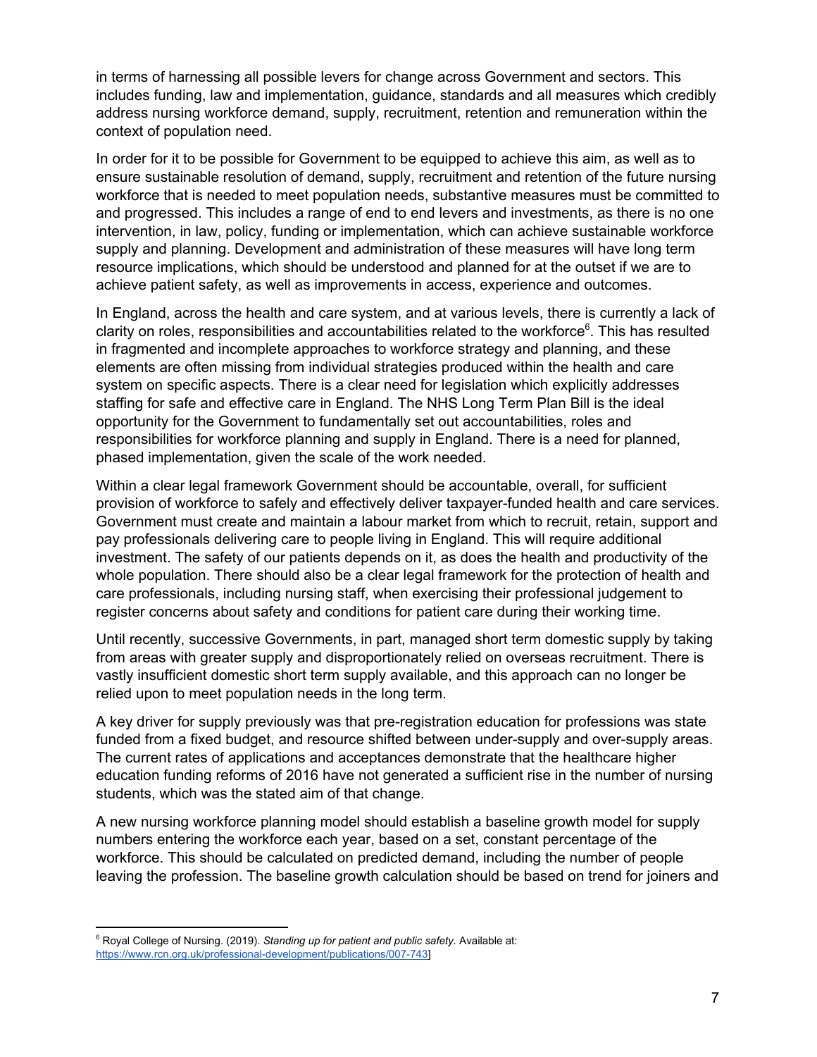in terms of harnessing all possible levers for change across Government and sectors. This includes funding, law and implementation, guidance, standards and all measures which credibly address nursing workforce demand, supply, recruitment, retention and remuneration within the context of population need.

In order for it to be possible for Government to be equipped to achieve this aim, as well as to ensure sustainable resolution of demand, supply, recruitment and retention of the future nursing workforce that is needed to meet population needs, substantive measures must be committed to and progressed. This includes a range of end to end levers and investments, as there is no one intervention, in law, policy, funding or implementation, which can achieve sustainable workforce supply and planning. Development and administration of these measures will have long term resource implications, which should be understood and planned for at the outset if we are to achieve patient safety, as well as improvements in access, experience and outcomes.

In England, across the health and care system, and at various levels, there is currently a lack of clarity on roles, responsibilities and accountabilities related to the workforce[6]. This has resulted in fragmented and incomplete approaches to workforce strategy and planning, and these elements are often missing from individual strategies produced within the health and care system on specific aspects. There is a clear need for legislation which explicitly addresses staffing for safe and effective care in England. The NHS Long Term Plan Bill is the ideal opportunity for the Government to fundamentally set out accountabilities, roles and responsibilities for workforce planning and supply in England. There is a need for planned, phased implementation, given the scale of the work needed.

Within a clear legal framework Government should be accountable, overall, for sufficient provision of workforce to safely and effectively deliver taxpayer-funded health and care services. Government must create and maintain a labour market from which to recruit, retain, support and pay professionals delivering care to people living in England. This will require additional investment. The safety of our patients depends on it, as does the health and productivity of the whole population. There should also be a clear legal framework for the protection of health and care professionals, including nursing staff, when exercising their professional judgement to register concerns about safety and conditions for patient care during their working time.

Until recently, successive Governments, in part, managed short term domestic supply by taking from areas with greater supply and disproportionately relied on overseas recruitment. There is vastly insufficient domestic short term supply available, and this approach can no longer be relied upon to meet population needs in the long term.

A key driver for supply previously was that pre-registration education for professions was state funded from a fixed budget, and resource shifted between under-supply and over-supply areas. The current rates of applications and acceptances demonstrate that the healthcare higher education funding reforms of 2016 have not generated a sufficient rise in the number of nursing students, which was the stated aim of that change.

A new nursing workforce planning model should establish a baseline growth model for supply numbers entering the workforce each year, based on a set, constant percentage of the workforce. This should be calculated on predicted demand, including the number of people leaving the profession. The baseline growth calculation should be based on trend for joiners and

---

[6] Royal College of Nursing. (2019). *Standing up for patient and public safety.* Available at: https://www.rcn.org.uk/professional-development/publications/007-743]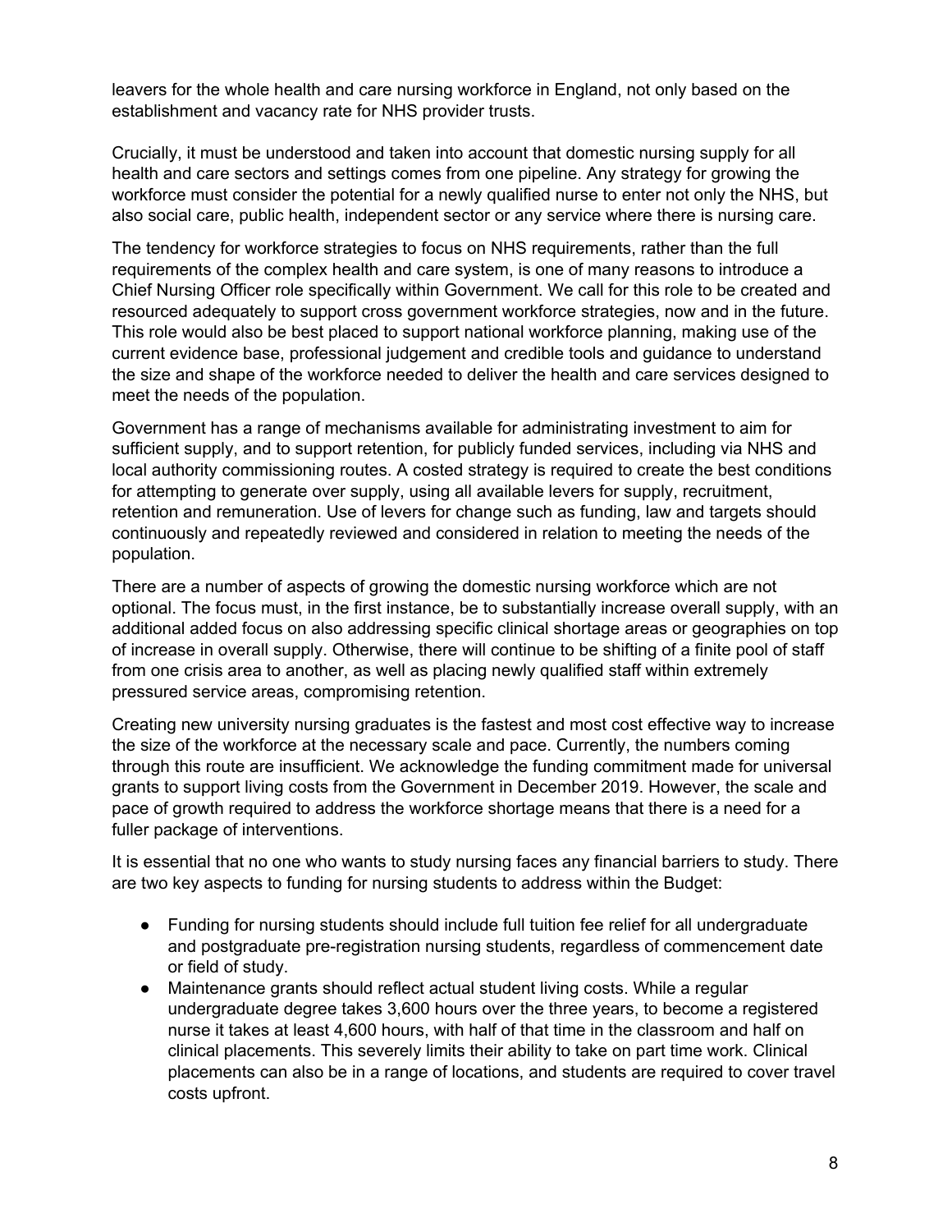leavers for the whole health and care nursing workforce in England, not only based on the establishment and vacancy rate for NHS provider trusts.

Crucially, it must be understood and taken into account that domestic nursing supply for all health and care sectors and settings comes from one pipeline. Any strategy for growing the workforce must consider the potential for a newly qualified nurse to enter not only the NHS, but also social care, public health, independent sector or any service where there is nursing care.

The tendency for workforce strategies to focus on NHS requirements, rather than the full requirements of the complex health and care system, is one of many reasons to introduce a Chief Nursing Officer role specifically within Government. We call for this role to be created and resourced adequately to support cross government workforce strategies, now and in the future. This role would also be best placed to support national workforce planning, making use of the current evidence base, professional judgement and credible tools and guidance to understand the size and shape of the workforce needed to deliver the health and care services designed to meet the needs of the population.

Government has a range of mechanisms available for administrating investment to aim for sufficient supply, and to support retention, for publicly funded services, including via NHS and local authority commissioning routes. A costed strategy is required to create the best conditions for attempting to generate over supply, using all available levers for supply, recruitment, retention and remuneration. Use of levers for change such as funding, law and targets should continuously and repeatedly reviewed and considered in relation to meeting the needs of the population.

There are a number of aspects of growing the domestic nursing workforce which are not optional. The focus must, in the first instance, be to substantially increase overall supply, with an additional added focus on also addressing specific clinical shortage areas or geographies on top of increase in overall supply. Otherwise, there will continue to be shifting of a finite pool of staff from one crisis area to another, as well as placing newly qualified staff within extremely pressured service areas, compromising retention.

Creating new university nursing graduates is the fastest and most cost effective way to increase the size of the workforce at the necessary scale and pace. Currently, the numbers coming through this route are insufficient. We acknowledge the funding commitment made for universal grants to support living costs from the Government in December 2019. However, the scale and pace of growth required to address the workforce shortage means that there is a need for a fuller package of interventions.

It is essential that no one who wants to study nursing faces any financial barriers to study. There are two key aspects to funding for nursing students to address within the Budget:

- Funding for nursing students should include full tuition fee relief for all undergraduate and postgraduate pre-registration nursing students, regardless of commencement date or field of study.
- Maintenance grants should reflect actual student living costs. While a regular undergraduate degree takes 3,600 hours over the three years, to become a registered nurse it takes at least 4,600 hours, with half of that time in the classroom and half on clinical placements. This severely limits their ability to take on part time work. Clinical placements can also be in a range of locations, and students are required to cover travel costs upfront.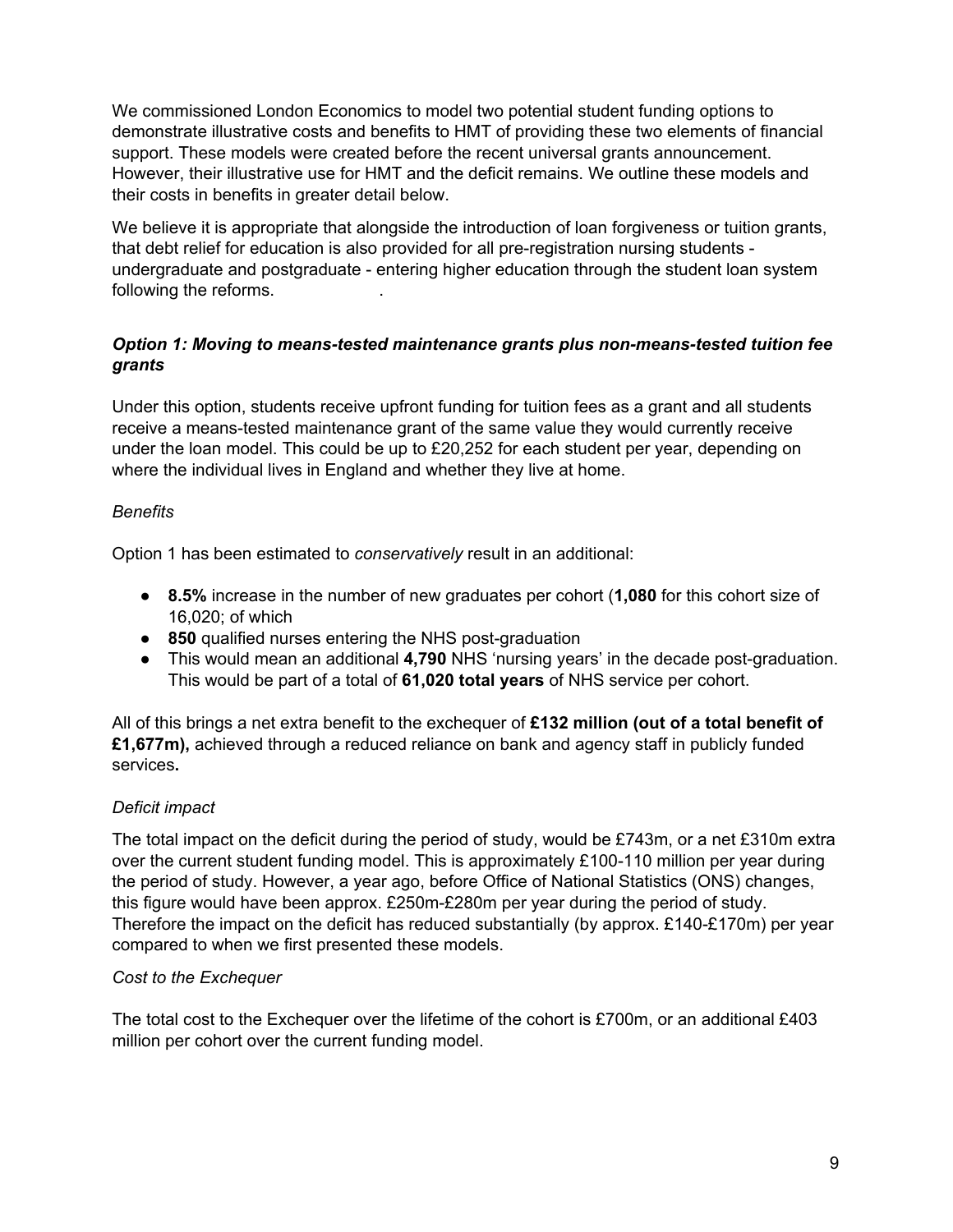We commissioned London Economics to model two potential student funding options to demonstrate illustrative costs and benefits to HMT of providing these two elements of financial support. These models were created before the recent universal grants announcement. However, their illustrative use for HMT and the deficit remains. We outline these models and their costs in benefits in greater detail below.

We believe it is appropriate that alongside the introduction of loan forgiveness or tuition grants, that debt relief for education is also provided for all pre-registration nursing students - undergraduate and postgraduate - entering higher education through the student loan system following the reforms.                     .

***Option 1: Moving to means-tested maintenance grants plus non-means-tested tuition fee grants***

Under this option, students receive upfront funding for tuition fees as a grant and all students receive a means-tested maintenance grant of the same value they would currently receive under the loan model. This could be up to £20,252 for each student per year, depending on where the individual lives in England and whether they live at home.

*Benefits*

Option 1 has been estimated to *conservatively* result in an additional:

- **8.5%** increase in the number of new graduates per cohort (**1,080** for this cohort size of 16,020; of which
- **850** qualified nurses entering the NHS post-graduation
- This would mean an additional **4,790** NHS 'nursing years' in the decade post-graduation. This would be part of a total of **61,020 total years** of NHS service per cohort.

All of this brings a net extra benefit to the exchequer of **£132 million (out of a total benefit of £1,677m),** achieved through a reduced reliance on bank and agency staff in publicly funded services**.**

*Deficit impact*

The total impact on the deficit during the period of study, would be £743m, or a net £310m extra over the current student funding model. This is approximately £100-110 million per year during the period of study. However, a year ago, before Office of National Statistics (ONS) changes, this figure would have been approx. £250m-£280m per year during the period of study. Therefore the impact on the deficit has reduced substantially (by approx. £140-£170m) per year compared to when we first presented these models.

*Cost to the Exchequer*

The total cost to the Exchequer over the lifetime of the cohort is £700m, or an additional £403 million per cohort over the current funding model.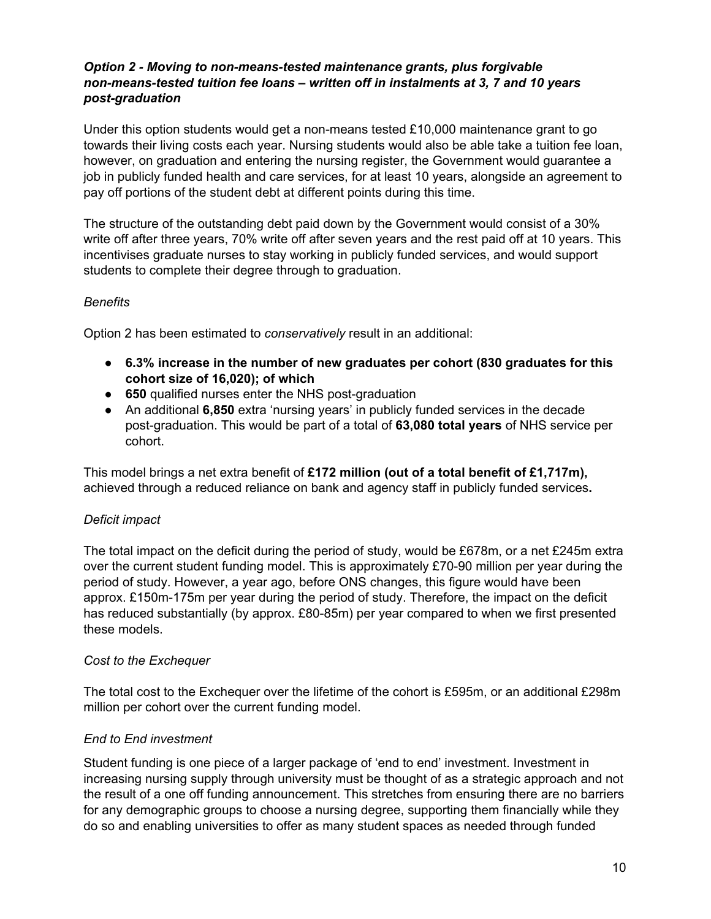***Option 2 - Moving to non-means-tested maintenance grants, plus forgivable non-means-tested tuition fee loans – written off in instalments at 3, 7 and 10 years post-graduation***

Under this option students would get a non-means tested £10,000 maintenance grant to go towards their living costs each year. Nursing students would also be able take a tuition fee loan, however, on graduation and entering the nursing register, the Government would guarantee a job in publicly funded health and care services, for at least 10 years, alongside an agreement to pay off portions of the student debt at different points during this time.

The structure of the outstanding debt paid down by the Government would consist of a 30% write off after three years, 70% write off after seven years and the rest paid off at 10 years. This incentivises graduate nurses to stay working in publicly funded services, and would support students to complete their degree through to graduation.

*Benefits*

Option 2 has been estimated to *conservatively* result in an additional:

- **6.3% increase in the number of new graduates per cohort (830 graduates for this cohort size of 16,020); of which**
- **650** qualified nurses enter the NHS post-graduation
- An additional **6,850** extra 'nursing years' in publicly funded services in the decade post-graduation. This would be part of a total of **63,080 total years** of NHS service per cohort.

This model brings a net extra benefit of **£172 million (out of a total benefit of £1,717m),** achieved through a reduced reliance on bank and agency staff in publicly funded services**.**

*Deficit impact*

The total impact on the deficit during the period of study, would be £678m, or a net £245m extra over the current student funding model. This is approximately £70-90 million per year during the period of study. However, a year ago, before ONS changes, this figure would have been approx. £150m-175m per year during the period of study. Therefore, the impact on the deficit has reduced substantially (by approx. £80-85m) per year compared to when we first presented these models.

*Cost to the Exchequer*

The total cost to the Exchequer over the lifetime of the cohort is £595m, or an additional £298m million per cohort over the current funding model.

*End to End investment*

Student funding is one piece of a larger package of 'end to end' investment. Investment in increasing nursing supply through university must be thought of as a strategic approach and not the result of a one off funding announcement. This stretches from ensuring there are no barriers for any demographic groups to choose a nursing degree, supporting them financially while they do so and enabling universities to offer as many student spaces as needed through funded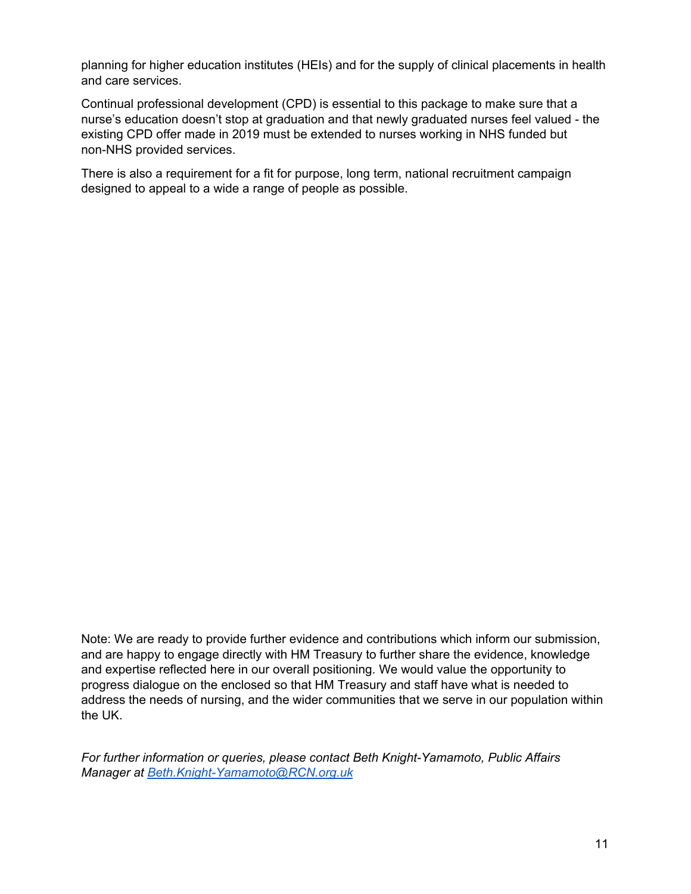planning for higher education institutes (HEIs) and for the supply of clinical placements in health and care services.

Continual professional development (CPD) is essential to this package to make sure that a nurse's education doesn't stop at graduation and that newly graduated nurses feel valued - the existing CPD offer made in 2019 must be extended to nurses working in NHS funded but non-NHS provided services.

There is also a requirement for a fit for purpose, long term, national recruitment campaign designed to appeal to a wide a range of people as possible.

Note: We are ready to provide further evidence and contributions which inform our submission, and are happy to engage directly with HM Treasury to further share the evidence, knowledge and expertise reflected here in our overall positioning. We would value the opportunity to progress dialogue on the enclosed so that HM Treasury and staff have what is needed to address the needs of nursing, and the wider communities that we serve in our population within the UK.

*For further information or queries, please contact Beth Knight-Yamamoto, Public Affairs Manager at [Beth.Knight-Yamamoto@RCN.org.uk](mailto:Beth.Knight-Yamamoto@RCN.org.uk)*